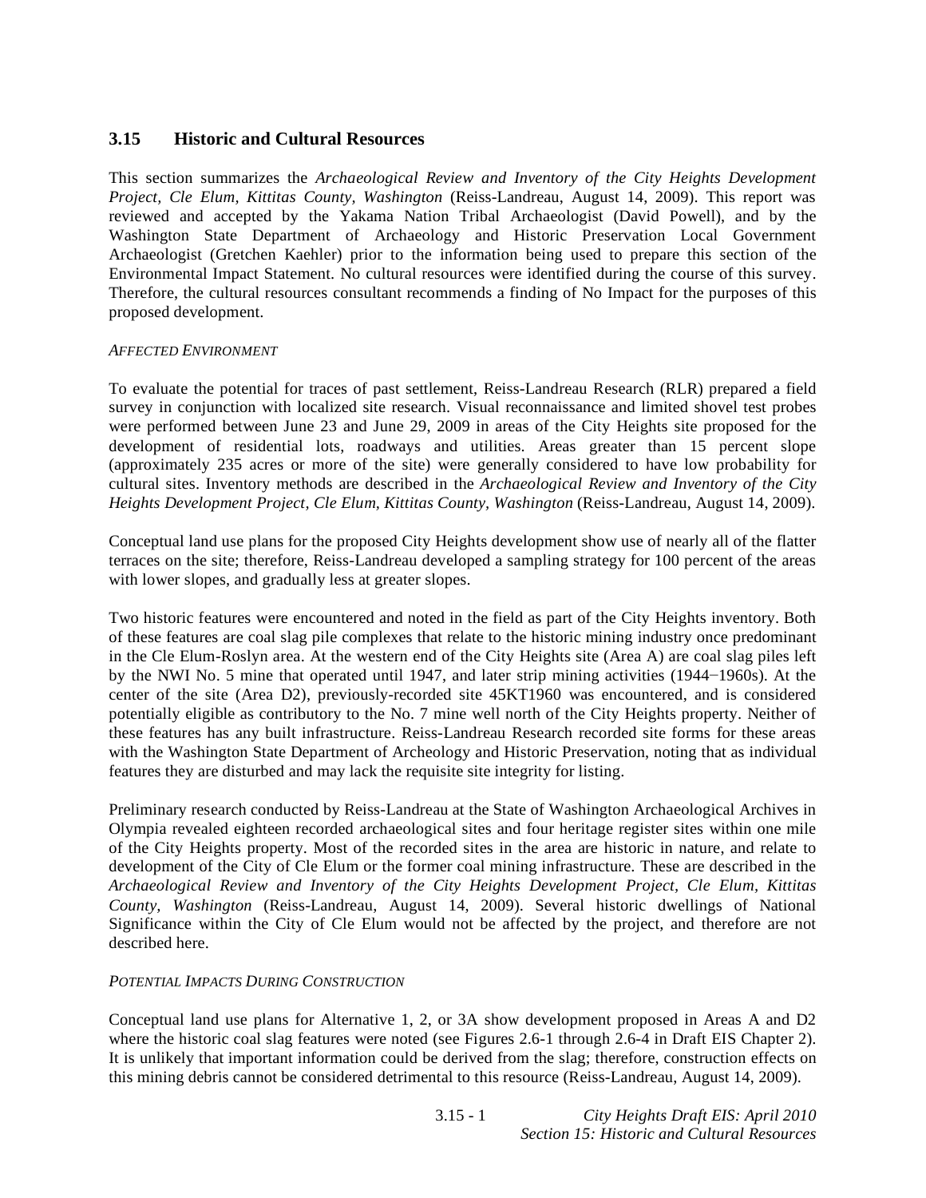## 3.15 Historic and Cultural Resources

This section summarizes the *Archaeological Review and Inventory of the City Heights Development Project, Cle Elum, Kittitas County, Washington* (Reiss-Landreau, August 14, 2009). This report was reviewed and accepted by the Yakama Nation Tribal Archaeologist (David Powell), and by the Washington State Department of Archaeology and Historic Preservation Local Government Archaeologist (Gretchen Kaehler) prior to the information being used to prepare this section of the Environmental Impact Statement. No cultural resources were identified during the course of this survey. Therefore, the cultural resources consultant recommends a finding of No Impact for the purposes of this proposed development.

*AFFECTED ENVIRONMENT*

To evaluate the potential for traces of past settlement, Reiss-Landreau Research (RLR) prepared a field survey in conjunction with localized site research. Visual reconnaissance and limited shovel test probes were performed between June 23 and June 29, 2009 in areas of the City Heights site proposed for the development of residential lots, roadways and utilities. Areas greater than 15 percent slope (approximately 235 acres or more of the site) were generally considered to have low probability for cultural sites. Inventory methods are described in the *Archaeological Review and Inventory of the City Heights Development Project, Cle Elum, Kittitas County, Washington* (Reiss-Landreau, August 14, 2009).

Conceptual land use plans for the proposed City Heights development show use of nearly all of the flatter terraces on the site; therefore, Reiss-Landreau developed a sampling strategy for 100 percent of the areas with lower slopes, and gradually less at greater slopes.

Two historic features were encountered and noted in the field as part of the City Heights inventory. Both of these features are coal slag pile complexes that relate to the historic mining industry once predominant in the Cle Elum-Roslyn area. At the western end of the City Heights site (Area A) are coal slag piles left by the NWI No. 5 mine that operated until 1947, and later strip mining activities (1944−1960s). At the center of the site (Area D2), previously-recorded site 45KT1960 was encountered, and is considered potentially eligible as contributory to the No. 7 mine well north of the City Heights property. Neither of these features has any built infrastructure. Reiss-Landreau Research recorded site forms for these areas with the Washington State Department of Archeology and Historic Preservation, noting that as individual features they are disturbed and may lack the requisite site integrity for listing.

Preliminary research conducted by Reiss-Landreau at the State of Washington Archaeological Archives in Olympia revealed eighteen recorded archaeological sites and four heritage register sites within one mile of the City Heights property. Most of the recorded sites in the area are historic in nature, and relate to development of the City of Cle Elum or the former coal mining infrastructure. These are described in the *Archaeological Review and Inventory of the City Heights Development Project, Cle Elum, Kittitas County, Washington* (Reiss-Landreau, August 14, 2009). Several historic dwellings of National Significance within the City of Cle Elum would not be affected by the project, and therefore are not described here.

*POTENTIAL IMPACTS DURING CONSTRUCTION*

Conceptual land use plans for Alternative 1, 2, or 3A show development proposed in Areas A and D2 where the historic coal slag features were noted (see Figures 2.6-1 through 2.6-4 in Draft EIS Chapter 2). It is unlikely that important information could be derived from the slag; therefore, construction effects on this mining debris cannot be considered detrimental to this resource (Reiss-Landreau, August 14, 2009).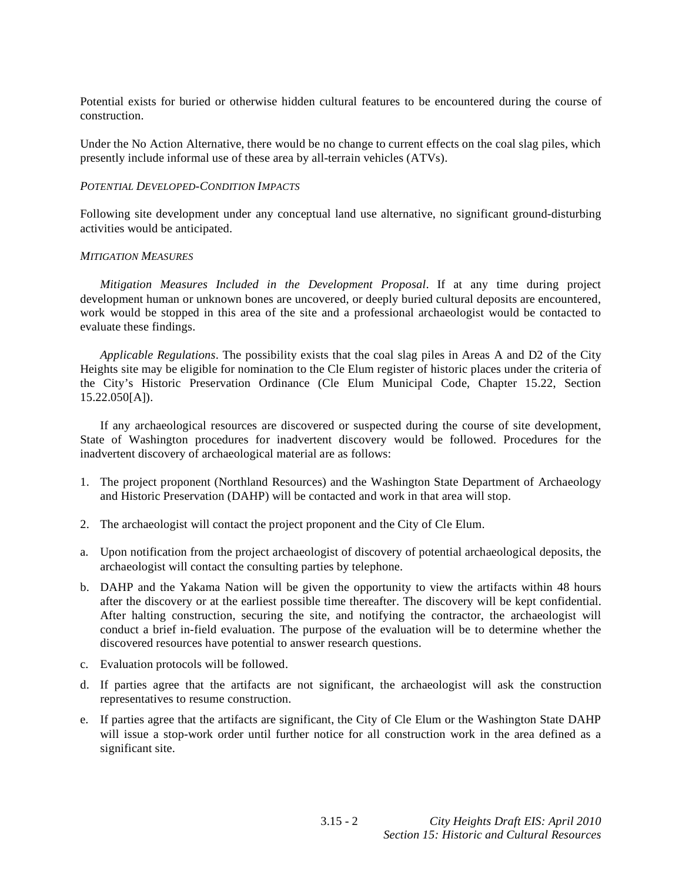Potential exists for buried or otherwise hidden cultural features to be encountered during the course of construction.

Under the No Action Alternative, there would be no change to current effects on the coal slag piles, which presently include informal use of these area by all-terrain vehicles (ATVs).

#### *POTENTIAL DEVELOPED-CONDITION IMPACTS*

Following site development under any conceptual land use alternative, no significant ground-disturbing activities would be anticipated.

#### *MITIGATION MEASURES*

*Mitigation Measures Included in the Development Proposal*. If at any time during project development human or unknown bones are uncovered, or deeply buried cultural deposits are encountered, work would be stopped in this area of the site and a professional archaeologist would be contacted to evaluate these findings.

*Applicable Regulations*. The possibility exists that the coal slag piles in Areas A and D2 of the City Heights site may be eligible for nomination to the Cle Elum register of historic places under the criteria of the City's Historic Preservation Ordinance (Cle Elum Municipal Code, Chapter 15.22, Section 15.22.050[A]).

If any archaeological resources are discovered or suspected during the course of site development, State of Washington procedures for inadvertent discovery would be followed. Procedures for the inadvertent discovery of archaeological material are as follows:

1. The project proponent (Northland Resources) and the Washington State Department of Archaeology and Historic Preservation (DAHP) will be contacted and work in that area will stop.

2. The archaeologist will contact the project proponent and the City of Cle Elum.

a. Upon notification from the project archaeologist of discovery of potential archaeological deposits, the archaeologist will contact the consulting parties by telephone.

b. DAHP and the Yakama Nation will be given the opportunity to view the artifacts within 48 hours after the discovery or at the earliest possible time thereafter. The discovery will be kept confidential. After halting construction, securing the site, and notifying the contractor, the archaeologist will conduct a brief in-field evaluation. The purpose of the evaluation will be to determine whether the discovered resources have potential to answer research questions.

c. Evaluation protocols will be followed.

d. If parties agree that the artifacts are not significant, the archaeologist will ask the construction representatives to resume construction.

e. If parties agree that the artifacts are significant, the City of Cle Elum or the Washington State DAHP will issue a stop-work order until further notice for all construction work in the area defined as a significant site.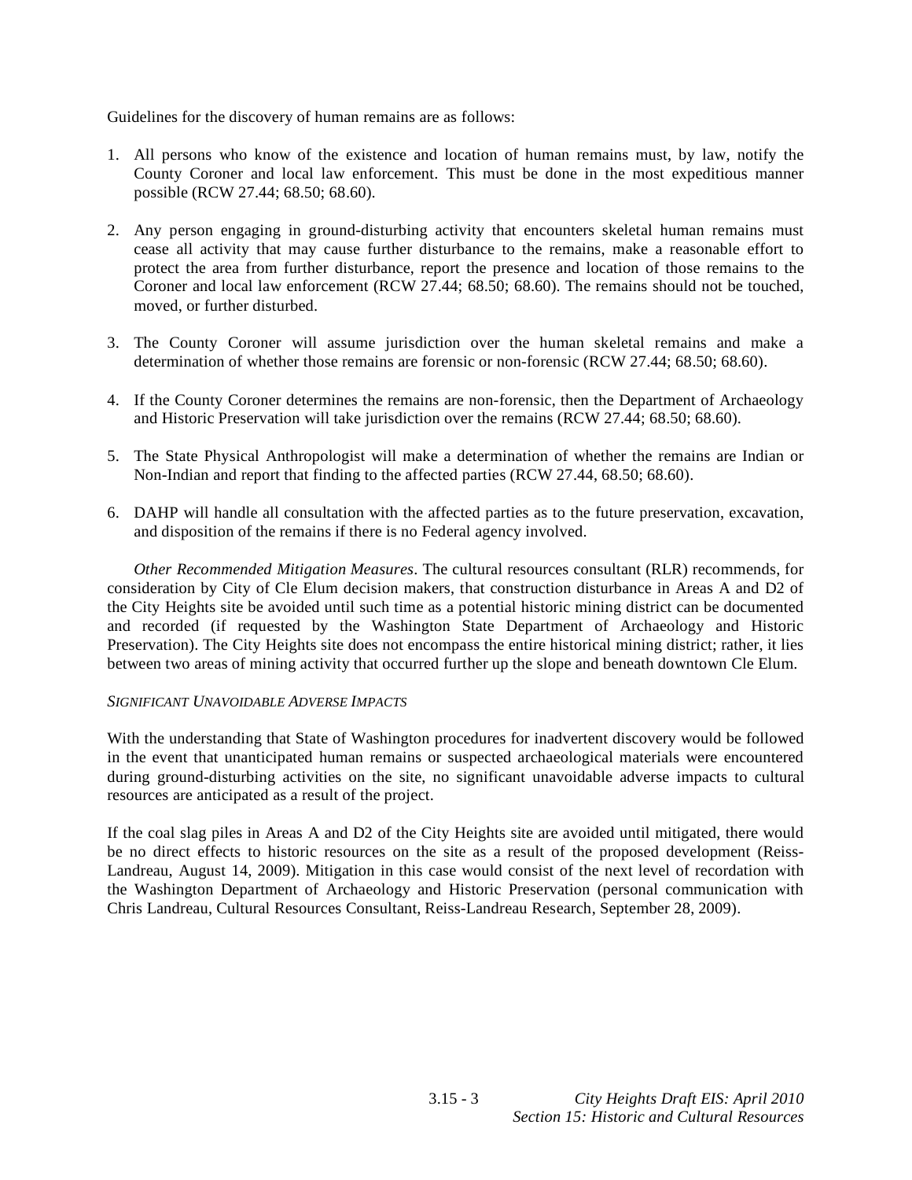Guidelines for the discovery of human remains are as follows:

1. All persons who know of the existence and location of human remains must, by law, notify the County Coroner and local law enforcement. This must be done in the most expeditious manner possible (RCW 27.44; 68.50; 68.60).

2. Any person engaging in ground-disturbing activity that encounters skeletal human remains must cease all activity that may cause further disturbance to the remains, make a reasonable effort to protect the area from further disturbance, report the presence and location of those remains to the Coroner and local law enforcement (RCW 27.44; 68.50; 68.60). The remains should not be touched, moved, or further disturbed.

3. The County Coroner will assume jurisdiction over the human skeletal remains and make a determination of whether those remains are forensic or non-forensic (RCW 27.44; 68.50; 68.60).

4. If the County Coroner determines the remains are non-forensic, then the Department of Archaeology and Historic Preservation will take jurisdiction over the remains (RCW 27.44; 68.50; 68.60).

5. The State Physical Anthropologist will make a determination of whether the remains are Indian or Non-Indian and report that finding to the affected parties (RCW 27.44, 68.50; 68.60).

6. DAHP will handle all consultation with the affected parties as to the future preservation, excavation, and disposition of the remains if there is no Federal agency involved.

*Other Recommended Mitigation Measures*. The cultural resources consultant (RLR) recommends, for consideration by City of Cle Elum decision makers, that construction disturbance in Areas A and D2 of the City Heights site be avoided until such time as a potential historic mining district can be documented and recorded (if requested by the Washington State Department of Archaeology and Historic Preservation). The City Heights site does not encompass the entire historical mining district; rather, it lies between two areas of mining activity that occurred further up the slope and beneath downtown Cle Elum.

*SIGNIFICANT UNAVOIDABLE ADVERSE IMPACTS*

With the understanding that State of Washington procedures for inadvertent discovery would be followed in the event that unanticipated human remains or suspected archaeological materials were encountered during ground-disturbing activities on the site, no significant unavoidable adverse impacts to cultural resources are anticipated as a result of the project.

If the coal slag piles in Areas A and D2 of the City Heights site are avoided until mitigated, there would be no direct effects to historic resources on the site as a result of the proposed development (Reiss-Landreau, August 14, 2009). Mitigation in this case would consist of the next level of recordation with the Washington Department of Archaeology and Historic Preservation (personal communication with Chris Landreau, Cultural Resources Consultant, Reiss-Landreau Research, September 28, 2009).